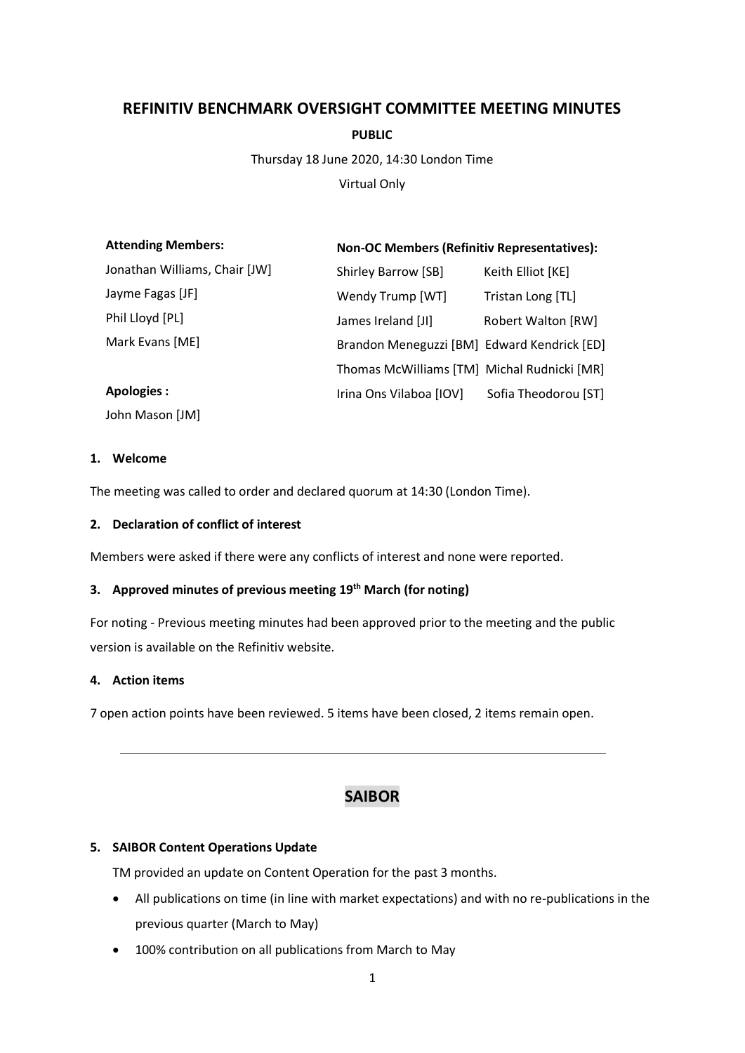# REFINITIV BENCHMARK OVERSIGHT COMMITTEE MEETING MINUTES

**PUBLIC**

Thursday 18 June 2020, 14:30 London Time

Virtual Only

**Attending Members:**

Jonathan Williams, Chair [JW]
Jayme Fagas [JF]
Phil Lloyd [PL]
Mark Evans [ME]

**Apologies :**

John Mason [JM]

**Non-OC Members (Refinitiv Representatives):**

Shirley Barrow [SB]
Keith Elliot [KE]
Wendy Trump [WT]
Tristan Long [TL]
James Ireland [JI]
Robert Walton [RW]
Brandon Meneguzzi [BM]
Edward Kendrick [ED]
Thomas McWilliams [TM]
Michal Rudnicki [MR]
Irina Ons Vilaboa [IOV]
Sofia Theodorou [ST]

**1. Welcome**

The meeting was called to order and declared quorum at 14:30 (London Time).

**2. Declaration of conflict of interest**

Members were asked if there were any conflicts of interest and none were reported.

**3. Approved minutes of previous meeting 19th March (for noting)**

For noting - Previous meeting minutes had been approved prior to the meeting and the public version is available on the Refinitiv website.

**4. Action items**

7 open action points have been reviewed. 5 items have been closed, 2 items remain open.

---

## SAIBOR

**5. SAIBOR Content Operations Update**

TM provided an update on Content Operation for the past 3 months.

- All publications on time (in line with market expectations) and with no re-publications in the previous quarter (March to May)
- 100% contribution on all publications from March to May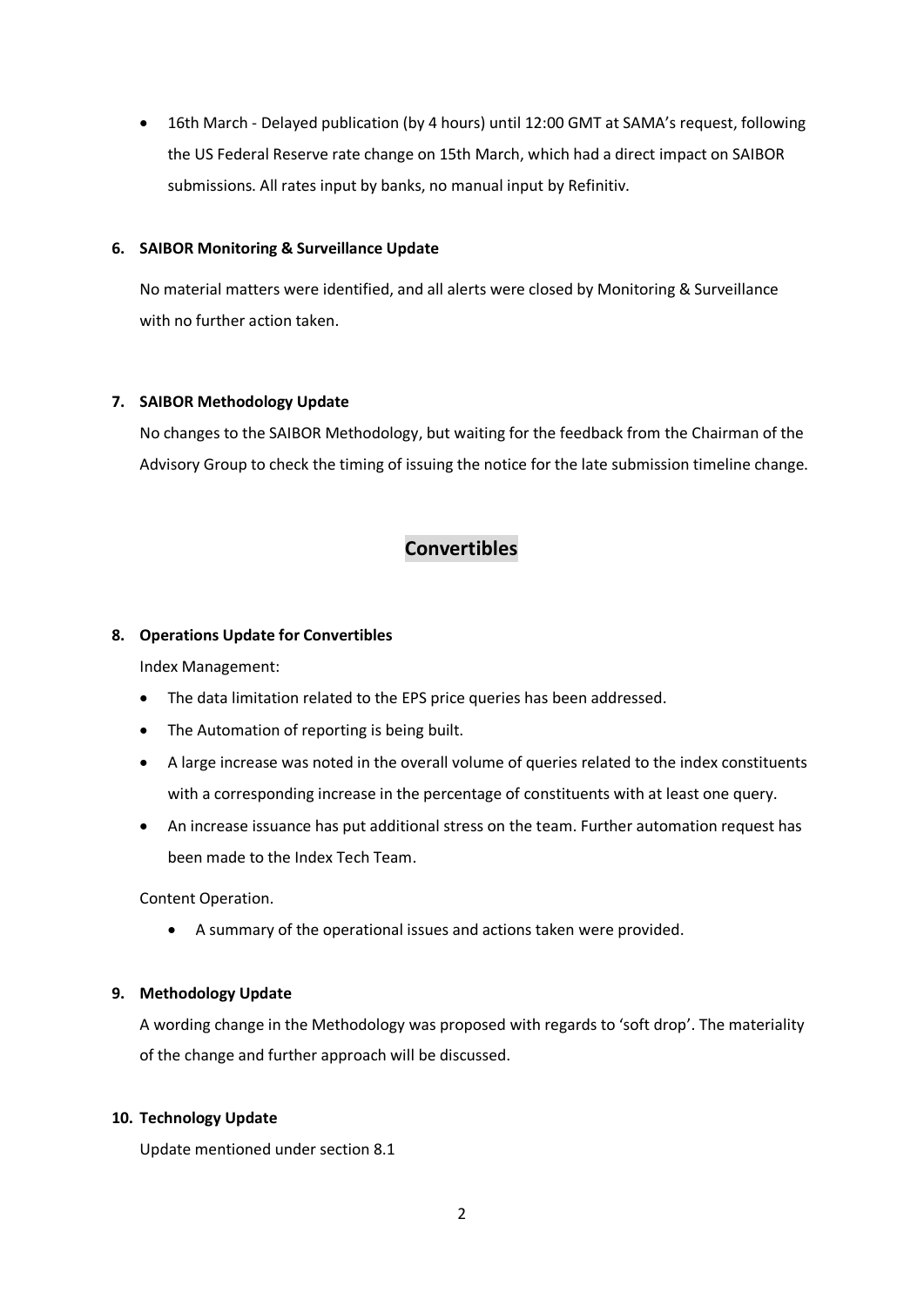- 16th March - Delayed publication (by 4 hours) until 12:00 GMT at SAMA's request, following the US Federal Reserve rate change on 15th March, which had a direct impact on SAIBOR submissions. All rates input by banks, no manual input by Refinitiv.

**6. SAIBOR Monitoring & Surveillance Update**

No material matters were identified, and all alerts were closed by Monitoring & Surveillance with no further action taken.

**7. SAIBOR Methodology Update**

No changes to the SAIBOR Methodology, but waiting for the feedback from the Chairman of the Advisory Group to check the timing of issuing the notice for the late submission timeline change.

## Convertibles

**8. Operations Update for Convertibles**

Index Management:

- The data limitation related to the EPS price queries has been addressed.
- The Automation of reporting is being built.
- A large increase was noted in the overall volume of queries related to the index constituents with a corresponding increase in the percentage of constituents with at least one query.
- An increase issuance has put additional stress on the team. Further automation request has been made to the Index Tech Team.

Content Operation.

- A summary of the operational issues and actions taken were provided.

**9. Methodology Update**

A wording change in the Methodology was proposed with regards to 'soft drop'. The materiality of the change and further approach will be discussed.

**10. Technology Update**

Update mentioned under section 8.1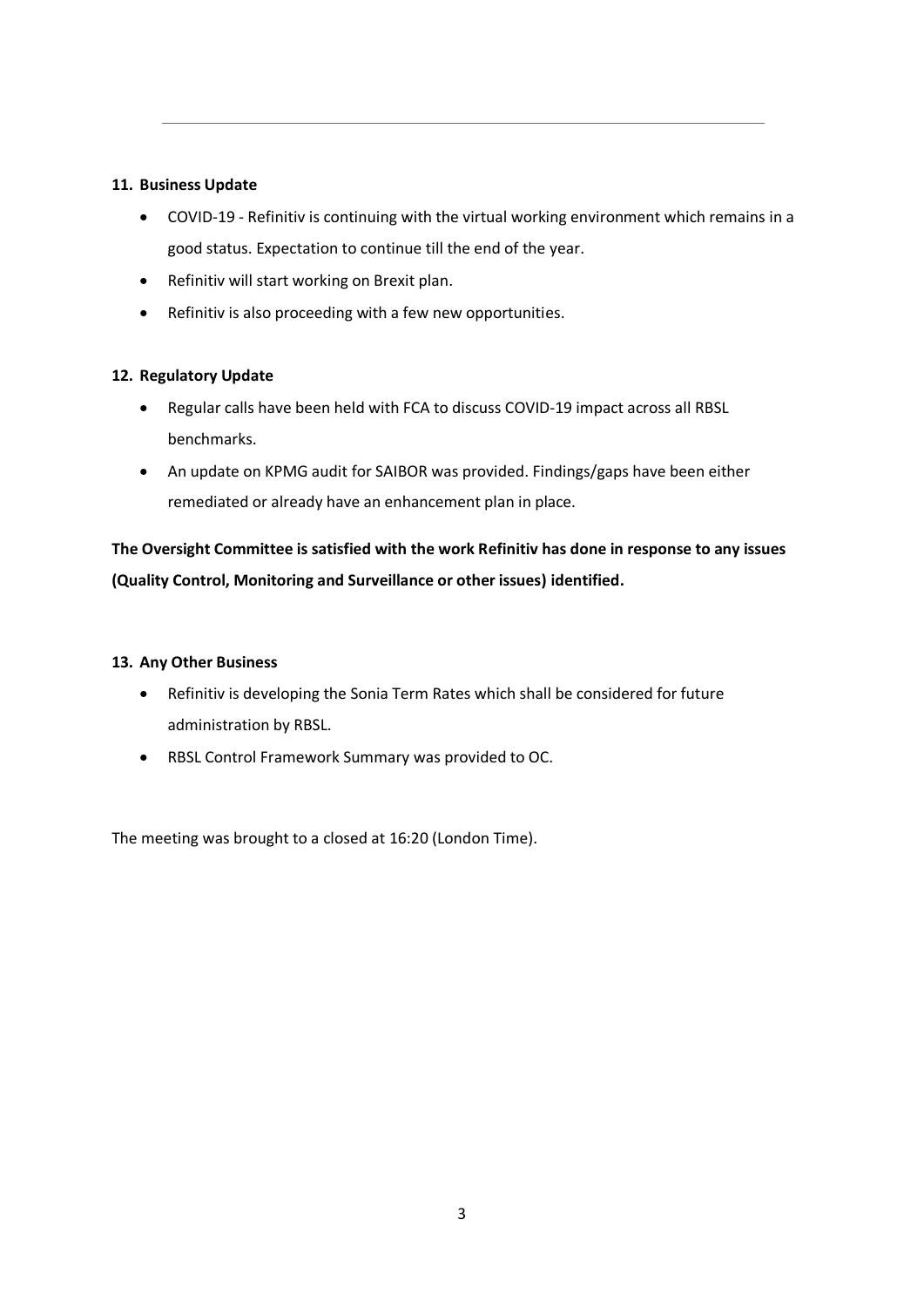## 11. Business Update

- COVID-19 - Refinitiv is continuing with the virtual working environment which remains in a good status. Expectation to continue till the end of the year.
- Refinitiv will start working on Brexit plan.
- Refinitiv is also proceeding with a few new opportunities.

## 12. Regulatory Update

- Regular calls have been held with FCA to discuss COVID-19 impact across all RBSL benchmarks.
- An update on KPMG audit for SAIBOR was provided. Findings/gaps have been either remediated or already have an enhancement plan in place.

**The Oversight Committee is satisfied with the work Refinitiv has done in response to any issues (Quality Control, Monitoring and Surveillance or other issues) identified.**

## 13. Any Other Business

- Refinitiv is developing the Sonia Term Rates which shall be considered for future administration by RBSL.
- RBSL Control Framework Summary was provided to OC.

The meeting was brought to a closed at 16:20 (London Time).